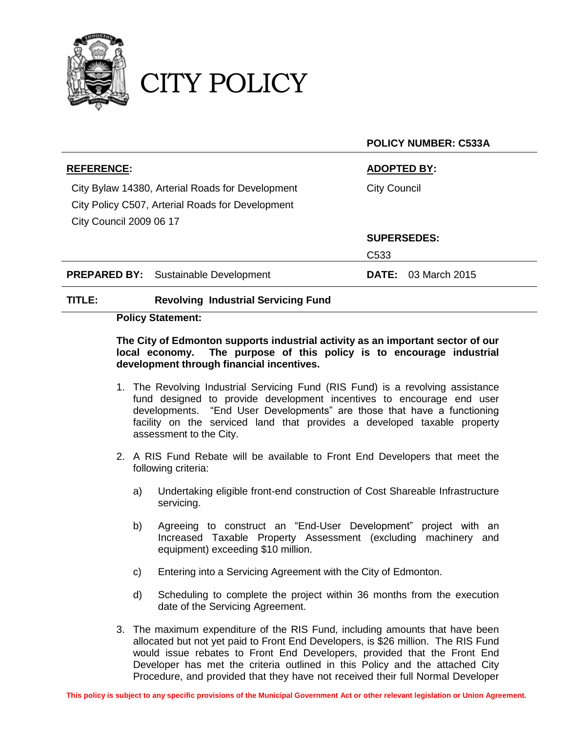# CITY POLICY

**POLICY NUMBER: C533A**

| **REFERENCE:** | **ADOPTED BY:** |
|---|---|
| City Bylaw 14380, Arterial Roads for Development<br>City Policy C507, Arterial Roads for Development<br>City Council 2009 06 17 | City Council |
| | **SUPERSEDES:**<br>C533 |
| **PREPARED BY:** Sustainable Development | **DATE:** 03 March 2015 |

**TITLE:** **Revolving Industrial Servicing Fund**

**Policy Statement:**

**The City of Edmonton supports industrial activity as an important sector of our local economy. The purpose of this policy is to encourage industrial development through financial incentives.**

1. The Revolving Industrial Servicing Fund (RIS Fund) is a revolving assistance fund designed to provide development incentives to encourage end user developments. "End User Developments" are those that have a functioning facility on the serviced land that provides a developed taxable property assessment to the City.

2. A RIS Fund Rebate will be available to Front End Developers that meet the following criteria:

   a) Undertaking eligible front-end construction of Cost Shareable Infrastructure servicing.

   b) Agreeing to construct an "End-User Development" project with an Increased Taxable Property Assessment (excluding machinery and equipment) exceeding $10 million.

   c) Entering into a Servicing Agreement with the City of Edmonton.

   d) Scheduling to complete the project within 36 months from the execution date of the Servicing Agreement.

3. The maximum expenditure of the RIS Fund, including amounts that have been allocated but not yet paid to Front End Developers, is $26 million. The RIS Fund would issue rebates to Front End Developers, provided that the Front End Developer has met the criteria outlined in this Policy and the attached City Procedure, and provided that they have not received their full Normal Developer

This policy is subject to any specific provisions of the Municipal Government Act or other relevant legislation or Union Agreement.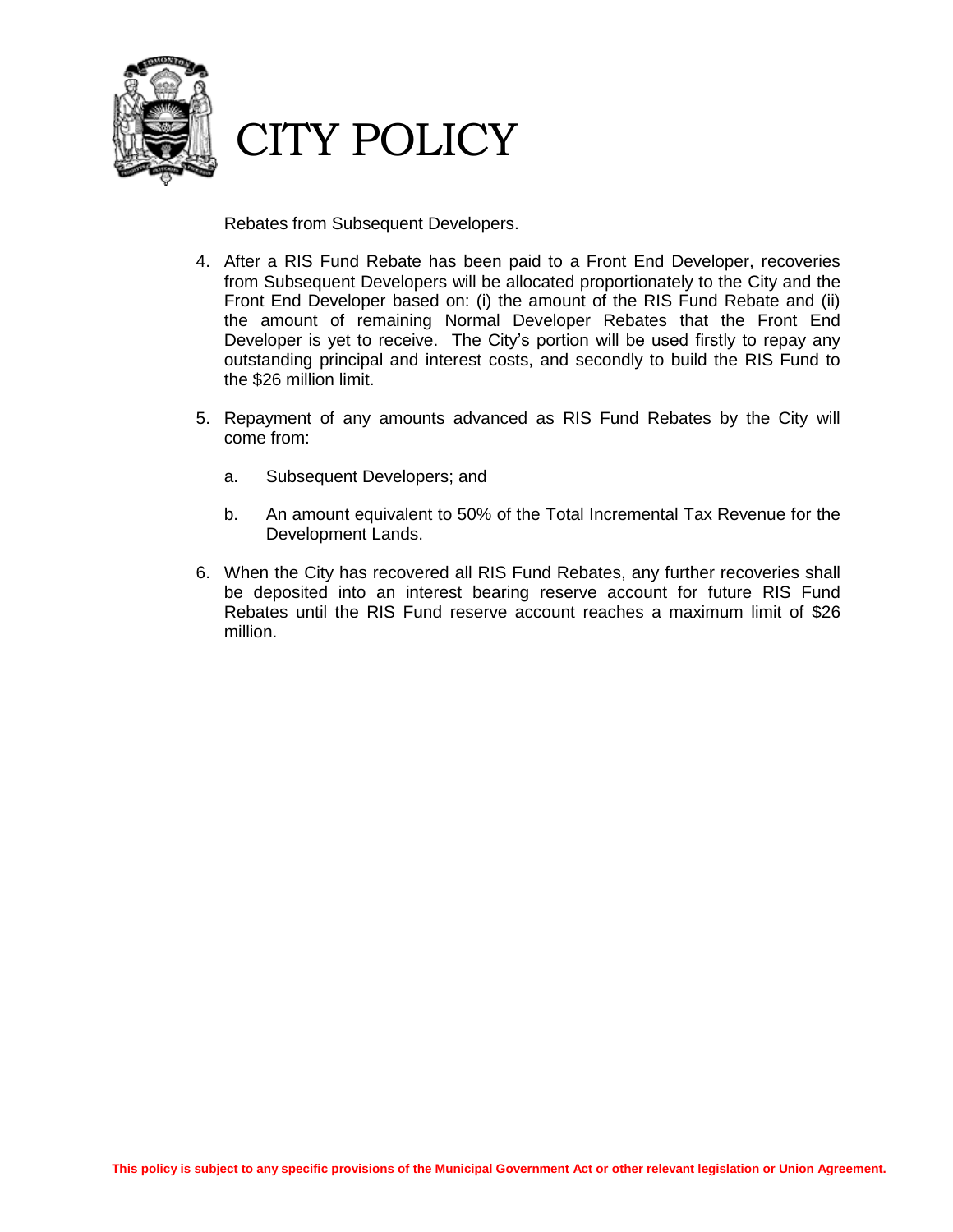Rebates from Subsequent Developers.

4. After a RIS Fund Rebate has been paid to a Front End Developer, recoveries from Subsequent Developers will be allocated proportionately to the City and the Front End Developer based on: (i) the amount of the RIS Fund Rebate and (ii) the amount of remaining Normal Developer Rebates that the Front End Developer is yet to receive. The City's portion will be used firstly to repay any outstanding principal and interest costs, and secondly to build the RIS Fund to the $26 million limit.

5. Repayment of any amounts advanced as RIS Fund Rebates by the City will come from:

   a. Subsequent Developers; and

   b. An amount equivalent to 50% of the Total Incremental Tax Revenue for the Development Lands.

6. When the City has recovered all RIS Fund Rebates, any further recoveries shall be deposited into an interest bearing reserve account for future RIS Fund Rebates until the RIS Fund reserve account reaches a maximum limit of $26 million.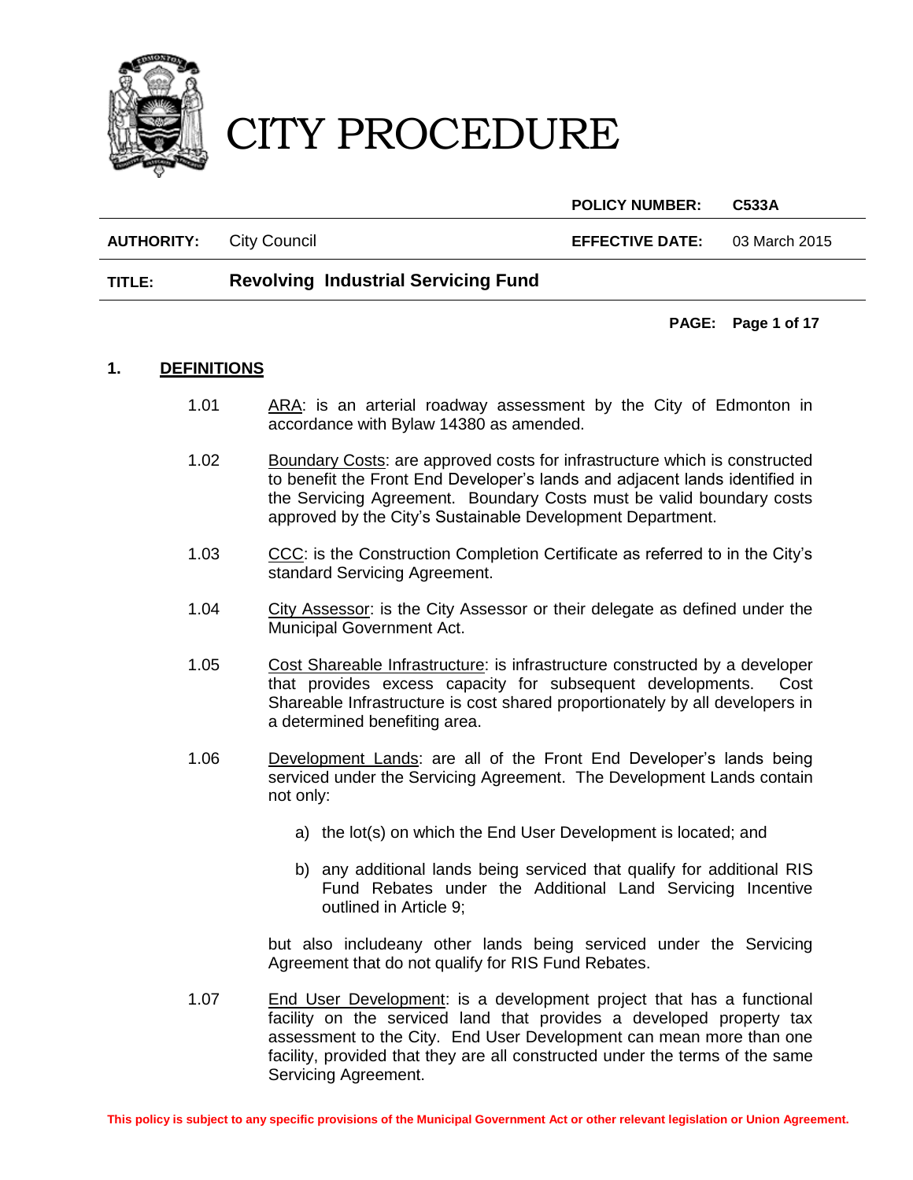# CITY PROCEDURE

| | | | |
|---|---|---|---|
| | | **POLICY NUMBER:** | **C533A** |
| **AUTHORITY:** | City Council | **EFFECTIVE DATE:** | 03 March 2015 |
| **TITLE:** | **Revolving Industrial Servicing Fund** | | |

## 1. DEFINITIONS

1.01 ARA: is an arterial roadway assessment by the City of Edmonton in accordance with Bylaw 14380 as amended.

1.02 Boundary Costs: are approved costs for infrastructure which is constructed to benefit the Front End Developer's lands and adjacent lands identified in the Servicing Agreement. Boundary Costs must be valid boundary costs approved by the City's Sustainable Development Department.

1.03 CCC: is the Construction Completion Certificate as referred to in the City's standard Servicing Agreement.

1.04 City Assessor: is the City Assessor or their delegate as defined under the Municipal Government Act.

1.05 Cost Shareable Infrastructure: is infrastructure constructed by a developer that provides excess capacity for subsequent developments. Cost Shareable Infrastructure is cost shared proportionately by all developers in a determined benefiting area.

1.06 Development Lands: are all of the Front End Developer's lands being serviced under the Servicing Agreement. The Development Lands contain not only:

a) the lot(s) on which the End User Development is located; and

b) any additional lands being serviced that qualify for additional RIS Fund Rebates under the Additional Land Servicing Incentive outlined in Article 9;

but also includeany other lands being serviced under the Servicing Agreement that do not qualify for RIS Fund Rebates.

1.07 End User Development: is a development project that has a functional facility on the serviced land that provides a developed property tax assessment to the City. End User Development can mean more than one facility, provided that they are all constructed under the terms of the same Servicing Agreement.

**This policy is subject to any specific provisions of the Municipal Government Act or other relevant legislation or Union Agreement.**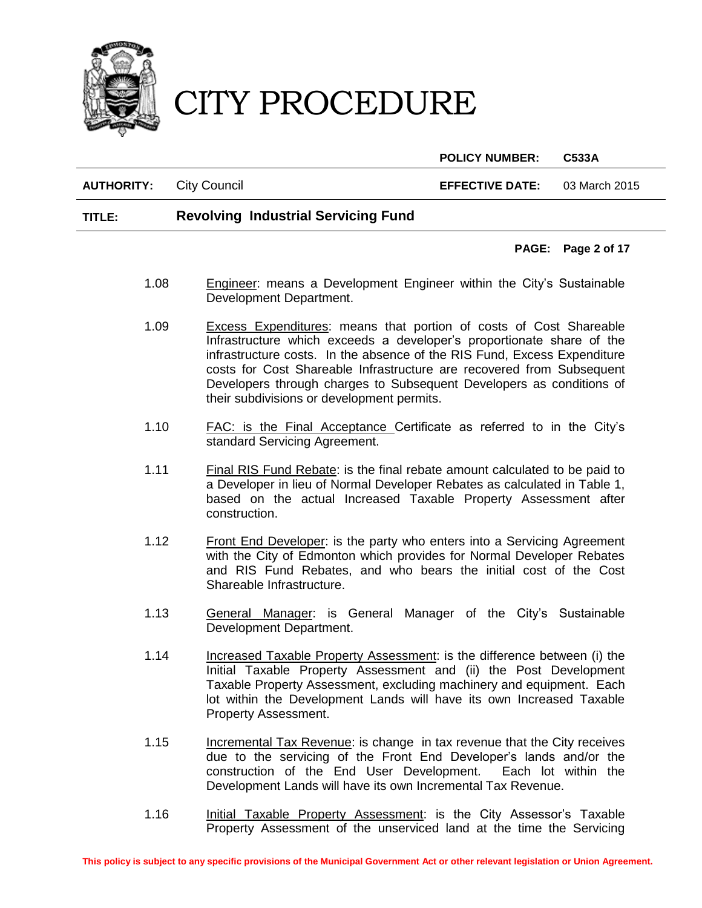1.08 Engineer: means a Development Engineer within the City's Sustainable Development Department.

1.09 Excess Expenditures: means that portion of costs of Cost Shareable Infrastructure which exceeds a developer's proportionate share of the infrastructure costs. In the absence of the RIS Fund, Excess Expenditure costs for Cost Shareable Infrastructure are recovered from Subsequent Developers through charges to Subsequent Developers as conditions of their subdivisions or development permits.

1.10 FAC: is the Final Acceptance Certificate as referred to in the City's standard Servicing Agreement.

1.11 Final RIS Fund Rebate: is the final rebate amount calculated to be paid to a Developer in lieu of Normal Developer Rebates as calculated in Table 1, based on the actual Increased Taxable Property Assessment after construction.

1.12 Front End Developer: is the party who enters into a Servicing Agreement with the City of Edmonton which provides for Normal Developer Rebates and RIS Fund Rebates, and who bears the initial cost of the Cost Shareable Infrastructure.

1.13 General Manager: is General Manager of the City's Sustainable Development Department.

1.14 Increased Taxable Property Assessment: is the difference between (i) the Initial Taxable Property Assessment and (ii) the Post Development Taxable Property Assessment, excluding machinery and equipment. Each lot within the Development Lands will have its own Increased Taxable Property Assessment.

1.15 Incremental Tax Revenue: is change in tax revenue that the City receives due to the servicing of the Front End Developer's lands and/or the construction of the End User Development. Each lot within the Development Lands will have its own Incremental Tax Revenue.

1.16 Initial Taxable Property Assessment: is the City Assessor's Taxable Property Assessment of the unserviced land at the time the Servicing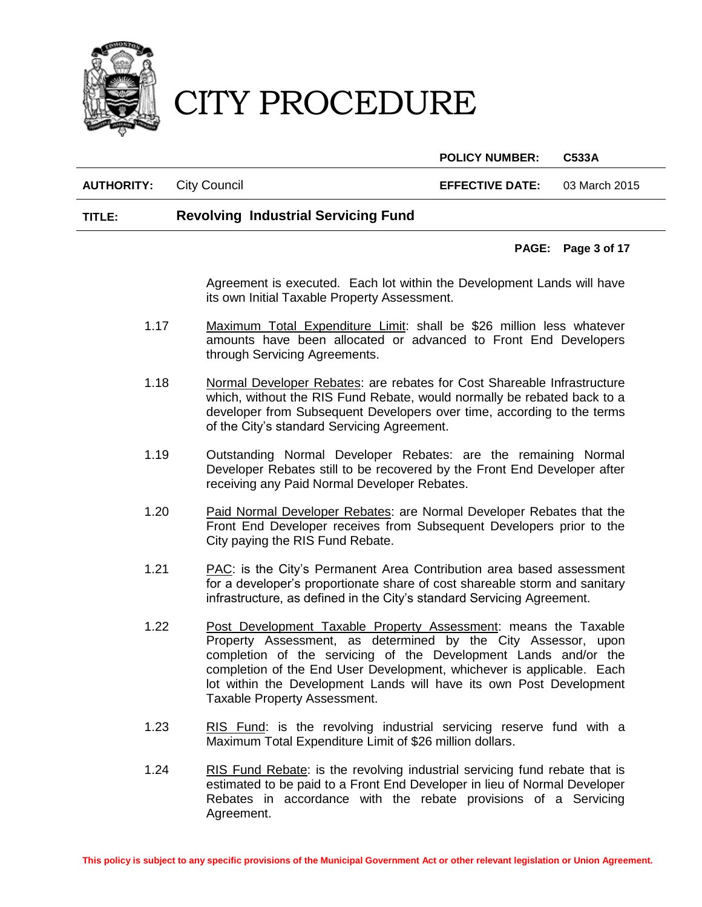Agreement is executed. Each lot within the Development Lands will have its own Initial Taxable Property Assessment.

1.17 Maximum Total Expenditure Limit: shall be $26 million less whatever amounts have been allocated or advanced to Front End Developers through Servicing Agreements.

1.18 Normal Developer Rebates: are rebates for Cost Shareable Infrastructure which, without the RIS Fund Rebate, would normally be rebated back to a developer from Subsequent Developers over time, according to the terms of the City's standard Servicing Agreement.

1.19 Outstanding Normal Developer Rebates: are the remaining Normal Developer Rebates still to be recovered by the Front End Developer after receiving any Paid Normal Developer Rebates.

1.20 Paid Normal Developer Rebates: are Normal Developer Rebates that the Front End Developer receives from Subsequent Developers prior to the City paying the RIS Fund Rebate.

1.21 PAC: is the City's Permanent Area Contribution area based assessment for a developer's proportionate share of cost shareable storm and sanitary infrastructure, as defined in the City's standard Servicing Agreement.

1.22 Post Development Taxable Property Assessment: means the Taxable Property Assessment, as determined by the City Assessor, upon completion of the servicing of the Development Lands and/or the completion of the End User Development, whichever is applicable. Each lot within the Development Lands will have its own Post Development Taxable Property Assessment.

1.23 RIS Fund: is the revolving industrial servicing reserve fund with a Maximum Total Expenditure Limit of $26 million dollars.

1.24 RIS Fund Rebate: is the revolving industrial servicing fund rebate that is estimated to be paid to a Front End Developer in lieu of Normal Developer Rebates in accordance with the rebate provisions of a Servicing Agreement.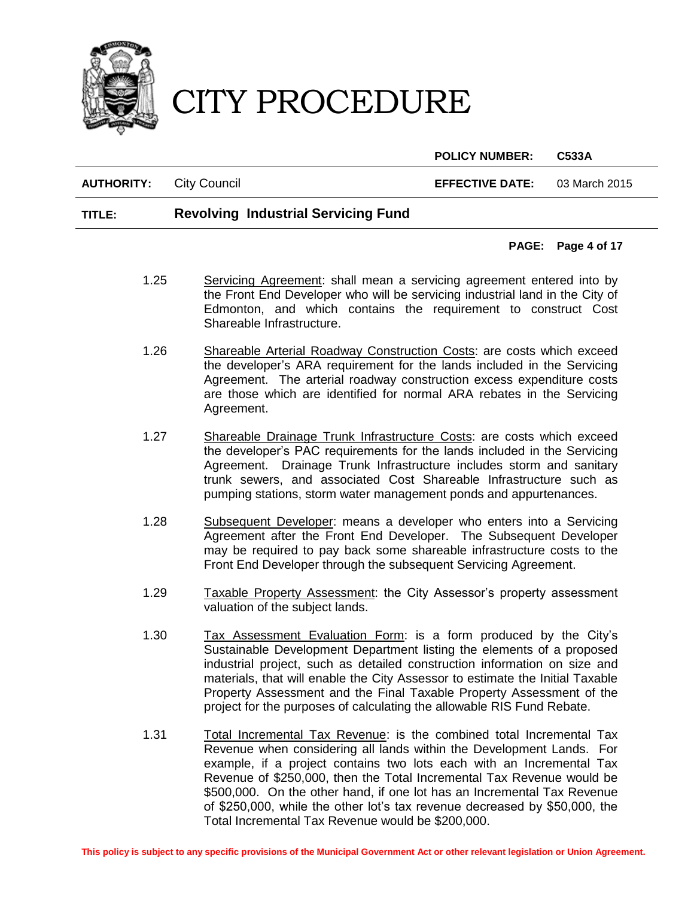1.25 Servicing Agreement: shall mean a servicing agreement entered into by the Front End Developer who will be servicing industrial land in the City of Edmonton, and which contains the requirement to construct Cost Shareable Infrastructure.

1.26 Shareable Arterial Roadway Construction Costs: are costs which exceed the developer's ARA requirement for the lands included in the Servicing Agreement. The arterial roadway construction excess expenditure costs are those which are identified for normal ARA rebates in the Servicing Agreement.

1.27 Shareable Drainage Trunk Infrastructure Costs: are costs which exceed the developer's PAC requirements for the lands included in the Servicing Agreement. Drainage Trunk Infrastructure includes storm and sanitary trunk sewers, and associated Cost Shareable Infrastructure such as pumping stations, storm water management ponds and appurtenances.

1.28 Subsequent Developer: means a developer who enters into a Servicing Agreement after the Front End Developer. The Subsequent Developer may be required to pay back some shareable infrastructure costs to the Front End Developer through the subsequent Servicing Agreement.

1.29 Taxable Property Assessment: the City Assessor's property assessment valuation of the subject lands.

1.30 Tax Assessment Evaluation Form: is a form produced by the City's Sustainable Development Department listing the elements of a proposed industrial project, such as detailed construction information on size and materials, that will enable the City Assessor to estimate the Initial Taxable Property Assessment and the Final Taxable Property Assessment of the project for the purposes of calculating the allowable RIS Fund Rebate.

1.31 Total Incremental Tax Revenue: is the combined total Incremental Tax Revenue when considering all lands within the Development Lands. For example, if a project contains two lots each with an Incremental Tax Revenue of $250,000, then the Total Incremental Tax Revenue would be $500,000. On the other hand, if one lot has an Incremental Tax Revenue of $250,000, while the other lot's tax revenue decreased by $50,000, the Total Incremental Tax Revenue would be $200,000.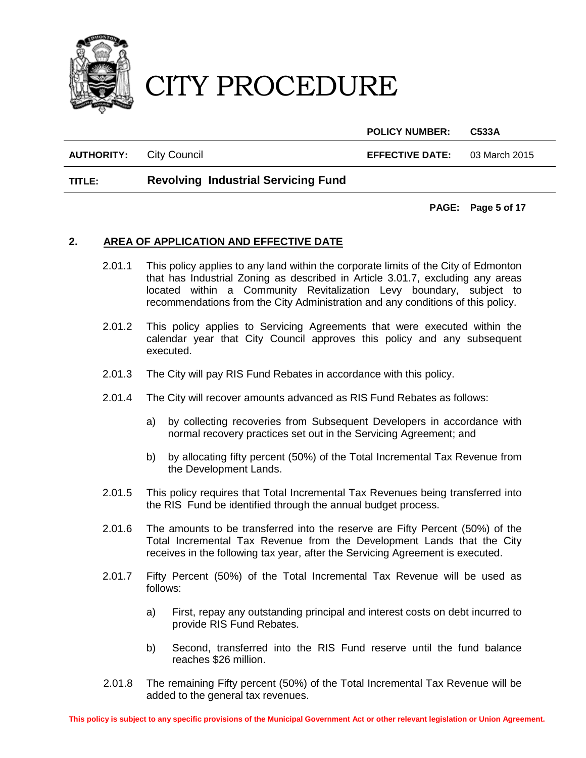## 2. AREA OF APPLICATION AND EFFECTIVE DATE

2.01.1 This policy applies to any land within the corporate limits of the City of Edmonton that has Industrial Zoning as described in Article 3.01.7, excluding any areas located within a Community Revitalization Levy boundary, subject to recommendations from the City Administration and any conditions of this policy.

2.01.2 This policy applies to Servicing Agreements that were executed within the calendar year that City Council approves this policy and any subsequent executed.

2.01.3 The City will pay RIS Fund Rebates in accordance with this policy.

2.01.4 The City will recover amounts advanced as RIS Fund Rebates as follows:

a) by collecting recoveries from Subsequent Developers in accordance with normal recovery practices set out in the Servicing Agreement; and

b) by allocating fifty percent (50%) of the Total Incremental Tax Revenue from the Development Lands.

2.01.5 This policy requires that Total Incremental Tax Revenues being transferred into the RIS Fund be identified through the annual budget process.

2.01.6 The amounts to be transferred into the reserve are Fifty Percent (50%) of the Total Incremental Tax Revenue from the Development Lands that the City receives in the following tax year, after the Servicing Agreement is executed.

2.01.7 Fifty Percent (50%) of the Total Incremental Tax Revenue will be used as follows:

a) First, repay any outstanding principal and interest costs on debt incurred to provide RIS Fund Rebates.

b) Second, transferred into the RIS Fund reserve until the fund balance reaches $26 million.

2.01.8 The remaining Fifty percent (50%) of the Total Incremental Tax Revenue will be added to the general tax revenues.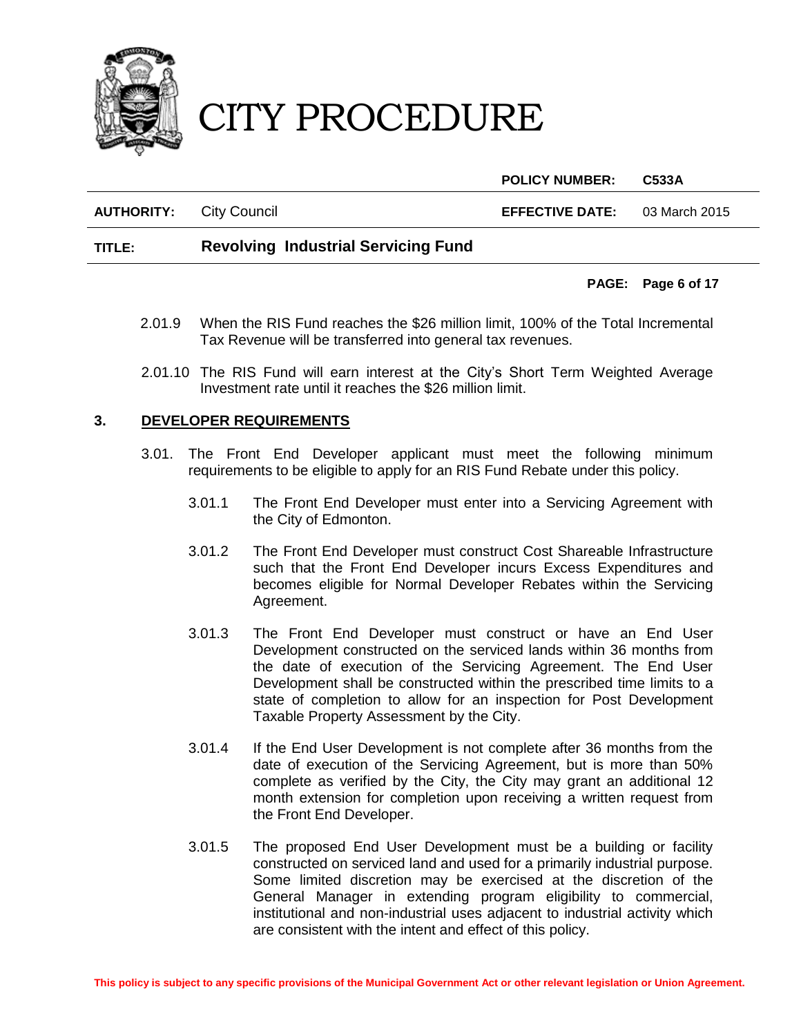2.01.9 When the RIS Fund reaches the $26 million limit, 100% of the Total Incremental Tax Revenue will be transferred into general tax revenues.

2.01.10 The RIS Fund will earn interest at the City's Short Term Weighted Average Investment rate until it reaches the $26 million limit.

## 3. DEVELOPER REQUIREMENTS

3.01. The Front End Developer applicant must meet the following minimum requirements to be eligible to apply for an RIS Fund Rebate under this policy.

3.01.1 The Front End Developer must enter into a Servicing Agreement with the City of Edmonton.

3.01.2 The Front End Developer must construct Cost Shareable Infrastructure such that the Front End Developer incurs Excess Expenditures and becomes eligible for Normal Developer Rebates within the Servicing Agreement.

3.01.3 The Front End Developer must construct or have an End User Development constructed on the serviced lands within 36 months from the date of execution of the Servicing Agreement. The End User Development shall be constructed within the prescribed time limits to a state of completion to allow for an inspection for Post Development Taxable Property Assessment by the City.

3.01.4 If the End User Development is not complete after 36 months from the date of execution of the Servicing Agreement, but is more than 50% complete as verified by the City, the City may grant an additional 12 month extension for completion upon receiving a written request from the Front End Developer.

3.01.5 The proposed End User Development must be a building or facility constructed on serviced land and used for a primarily industrial purpose. Some limited discretion may be exercised at the discretion of the General Manager in extending program eligibility to commercial, institutional and non-industrial uses adjacent to industrial activity which are consistent with the intent and effect of this policy.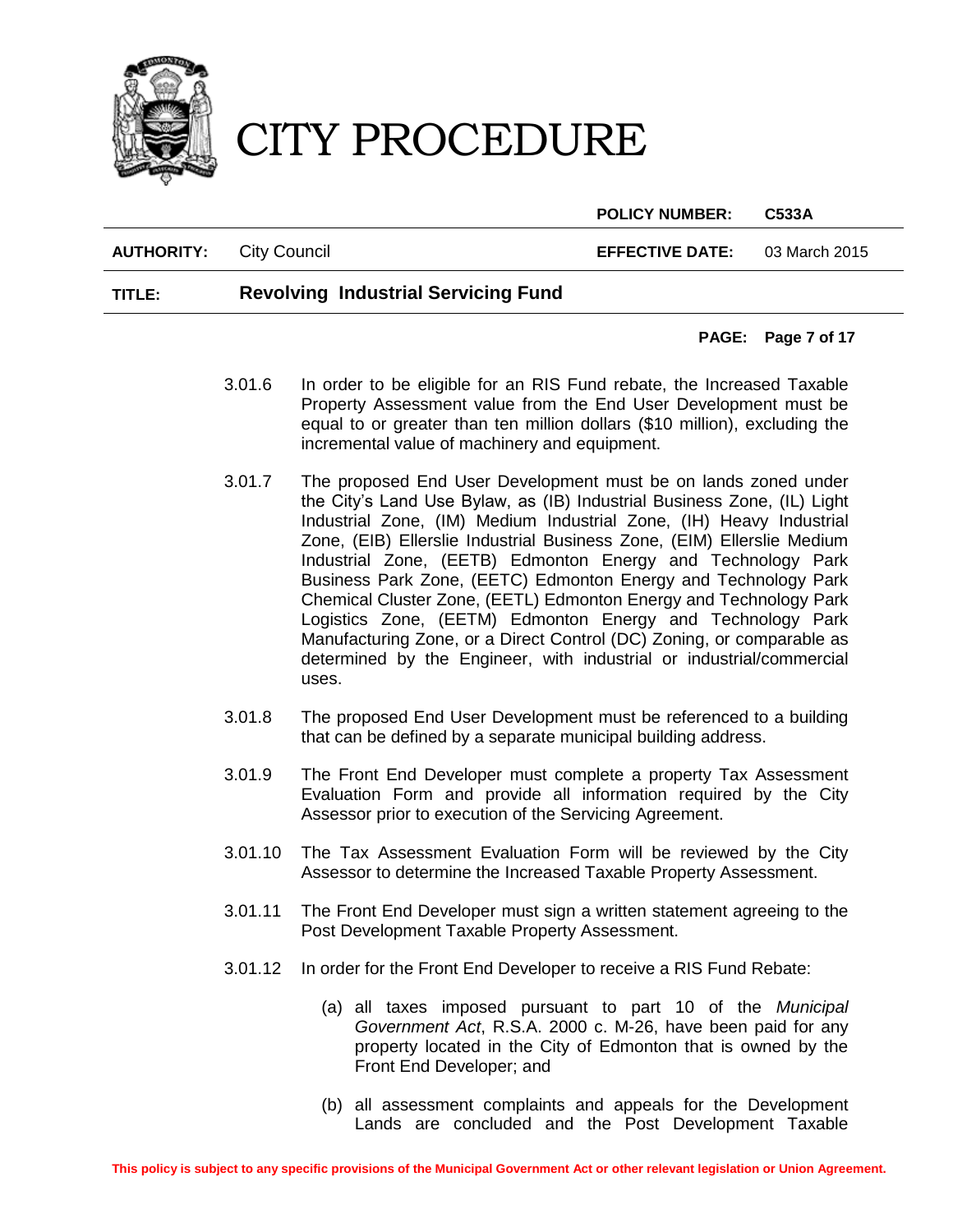3.01.6 In order to be eligible for an RIS Fund rebate, the Increased Taxable Property Assessment value from the End User Development must be equal to or greater than ten million dollars ($10 million), excluding the incremental value of machinery and equipment.

3.01.7 The proposed End User Development must be on lands zoned under the City's Land Use Bylaw, as (IB) Industrial Business Zone, (IL) Light Industrial Zone, (IM) Medium Industrial Zone, (IH) Heavy Industrial Zone, (EIB) Ellerslie Industrial Business Zone, (EIM) Ellerslie Medium Industrial Zone, (EETB) Edmonton Energy and Technology Park Business Park Zone, (EETC) Edmonton Energy and Technology Park Chemical Cluster Zone, (EETL) Edmonton Energy and Technology Park Logistics Zone, (EETM) Edmonton Energy and Technology Park Manufacturing Zone, or a Direct Control (DC) Zoning, or comparable as determined by the Engineer, with industrial or industrial/commercial uses.

3.01.8 The proposed End User Development must be referenced to a building that can be defined by a separate municipal building address.

3.01.9 The Front End Developer must complete a property Tax Assessment Evaluation Form and provide all information required by the City Assessor prior to execution of the Servicing Agreement.

3.01.10 The Tax Assessment Evaluation Form will be reviewed by the City Assessor to determine the Increased Taxable Property Assessment.

3.01.11 The Front End Developer must sign a written statement agreeing to the Post Development Taxable Property Assessment.

3.01.12 In order for the Front End Developer to receive a RIS Fund Rebate:

(a) all taxes imposed pursuant to part 10 of the *Municipal Government Act*, R.S.A. 2000 c. M-26, have been paid for any property located in the City of Edmonton that is owned by the Front End Developer; and

(b) all assessment complaints and appeals for the Development Lands are concluded and the Post Development Taxable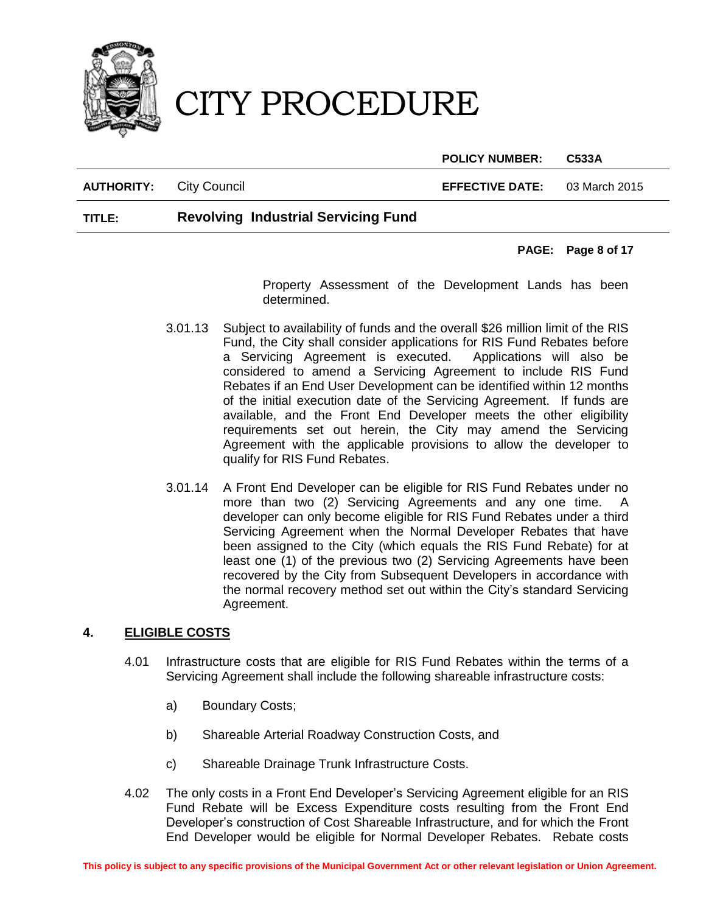Property Assessment of the Development Lands has been determined.

3.01.13 Subject to availability of funds and the overall $26 million limit of the RIS Fund, the City shall consider applications for RIS Fund Rebates before a Servicing Agreement is executed. Applications will also be considered to amend a Servicing Agreement to include RIS Fund Rebates if an End User Development can be identified within 12 months of the initial execution date of the Servicing Agreement. If funds are available, and the Front End Developer meets the other eligibility requirements set out herein, the City may amend the Servicing Agreement with the applicable provisions to allow the developer to qualify for RIS Fund Rebates.

3.01.14 A Front End Developer can be eligible for RIS Fund Rebates under no more than two (2) Servicing Agreements and any one time. A developer can only become eligible for RIS Fund Rebates under a third Servicing Agreement when the Normal Developer Rebates that have been assigned to the City (which equals the RIS Fund Rebate) for at least one (1) of the previous two (2) Servicing Agreements have been recovered by the City from Subsequent Developers in accordance with the normal recovery method set out within the City's standard Servicing Agreement.

## 4. ELIGIBLE COSTS

4.01 Infrastructure costs that are eligible for RIS Fund Rebates within the terms of a Servicing Agreement shall include the following shareable infrastructure costs:

a) Boundary Costs;

b) Shareable Arterial Roadway Construction Costs, and

c) Shareable Drainage Trunk Infrastructure Costs.

4.02 The only costs in a Front End Developer's Servicing Agreement eligible for an RIS Fund Rebate will be Excess Expenditure costs resulting from the Front End Developer's construction of Cost Shareable Infrastructure, and for which the Front End Developer would be eligible for Normal Developer Rebates. Rebate costs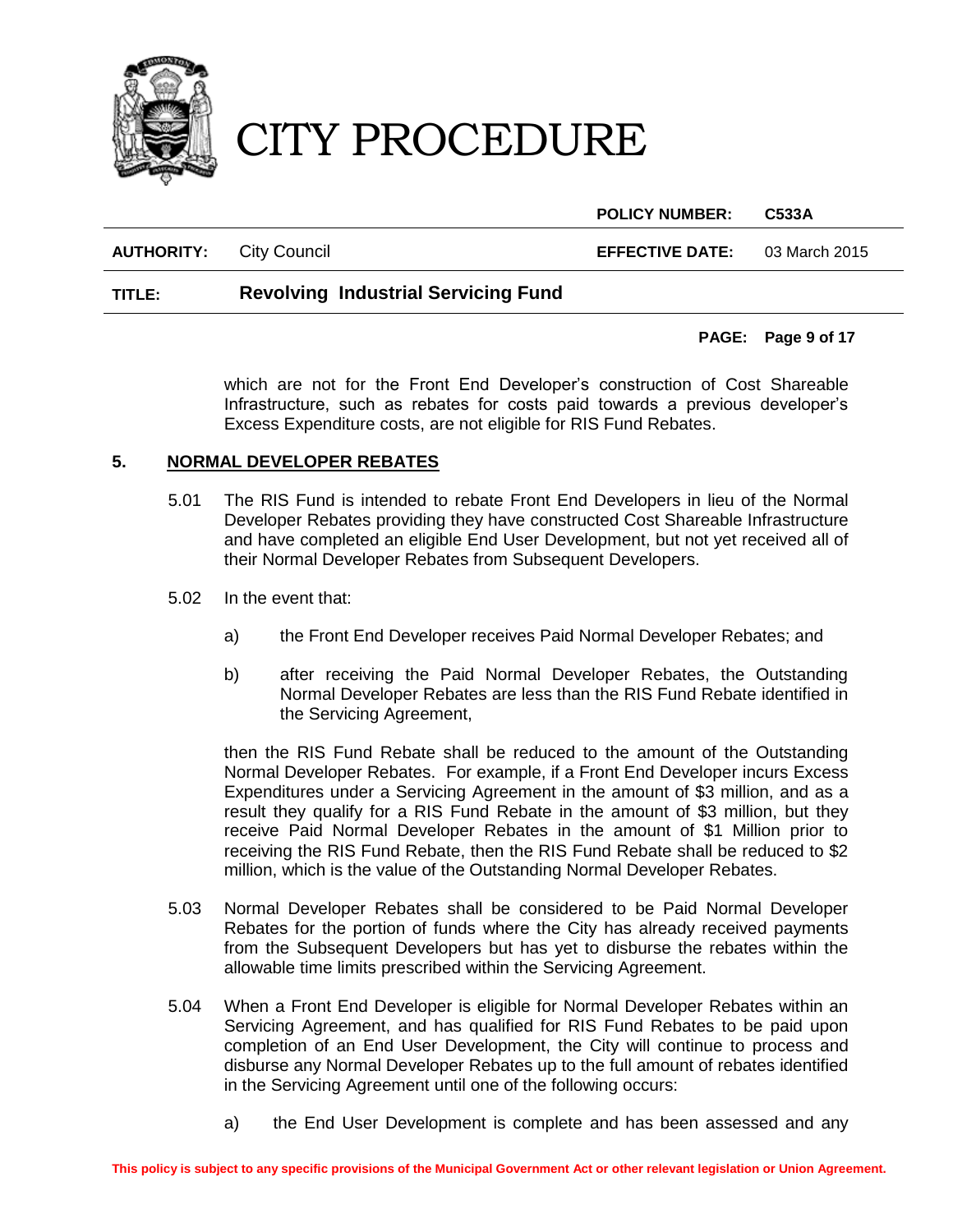which are not for the Front End Developer's construction of Cost Shareable Infrastructure, such as rebates for costs paid towards a previous developer's Excess Expenditure costs, are not eligible for RIS Fund Rebates.

## 5. NORMAL DEVELOPER REBATES

5.01 The RIS Fund is intended to rebate Front End Developers in lieu of the Normal Developer Rebates providing they have constructed Cost Shareable Infrastructure and have completed an eligible End User Development, but not yet received all of their Normal Developer Rebates from Subsequent Developers.

5.02 In the event that:

a) the Front End Developer receives Paid Normal Developer Rebates; and

b) after receiving the Paid Normal Developer Rebates, the Outstanding Normal Developer Rebates are less than the RIS Fund Rebate identified in the Servicing Agreement,

then the RIS Fund Rebate shall be reduced to the amount of the Outstanding Normal Developer Rebates. For example, if a Front End Developer incurs Excess Expenditures under a Servicing Agreement in the amount of $3 million, and as a result they qualify for a RIS Fund Rebate in the amount of $3 million, but they receive Paid Normal Developer Rebates in the amount of $1 Million prior to receiving the RIS Fund Rebate, then the RIS Fund Rebate shall be reduced to $2 million, which is the value of the Outstanding Normal Developer Rebates.

5.03 Normal Developer Rebates shall be considered to be Paid Normal Developer Rebates for the portion of funds where the City has already received payments from the Subsequent Developers but has yet to disburse the rebates within the allowable time limits prescribed within the Servicing Agreement.

5.04 When a Front End Developer is eligible for Normal Developer Rebates within an Servicing Agreement, and has qualified for RIS Fund Rebates to be paid upon completion of an End User Development, the City will continue to process and disburse any Normal Developer Rebates up to the full amount of rebates identified in the Servicing Agreement until one of the following occurs:

a) the End User Development is complete and has been assessed and any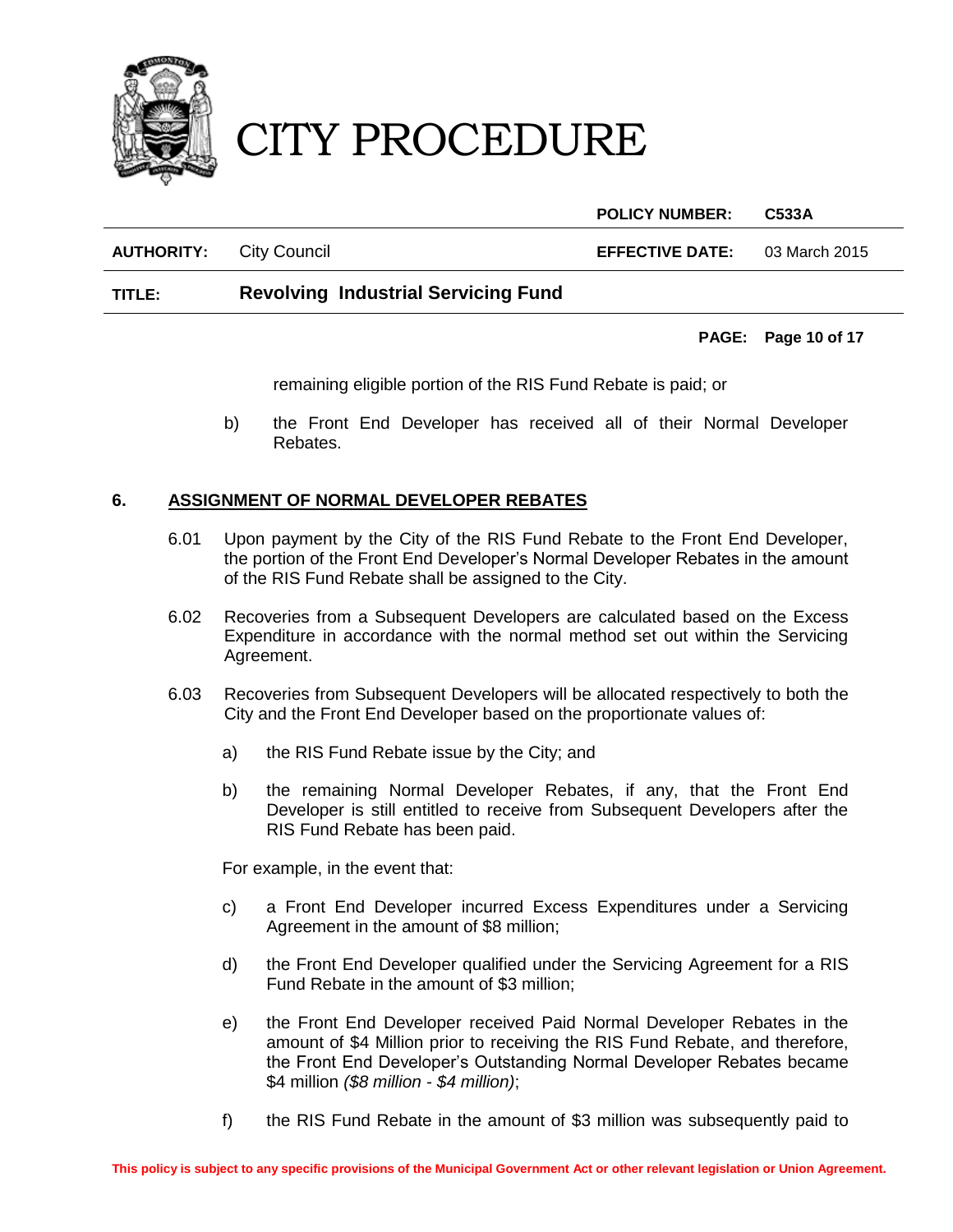remaining eligible portion of the RIS Fund Rebate is paid; or

b) the Front End Developer has received all of their Normal Developer Rebates.

## 6. ASSIGNMENT OF NORMAL DEVELOPER REBATES

6.01 Upon payment by the City of the RIS Fund Rebate to the Front End Developer, the portion of the Front End Developer's Normal Developer Rebates in the amount of the RIS Fund Rebate shall be assigned to the City.

6.02 Recoveries from a Subsequent Developers are calculated based on the Excess Expenditure in accordance with the normal method set out within the Servicing Agreement.

6.03 Recoveries from Subsequent Developers will be allocated respectively to both the City and the Front End Developer based on the proportionate values of:

a) the RIS Fund Rebate issue by the City; and

b) the remaining Normal Developer Rebates, if any, that the Front End Developer is still entitled to receive from Subsequent Developers after the RIS Fund Rebate has been paid.

For example, in the event that:

c) a Front End Developer incurred Excess Expenditures under a Servicing Agreement in the amount of $8 million;

d) the Front End Developer qualified under the Servicing Agreement for a RIS Fund Rebate in the amount of $3 million;

e) the Front End Developer received Paid Normal Developer Rebates in the amount of $4 Million prior to receiving the RIS Fund Rebate, and therefore, the Front End Developer's Outstanding Normal Developer Rebates became $4 million *($8 million - $4 million)*;

f) the RIS Fund Rebate in the amount of $3 million was subsequently paid to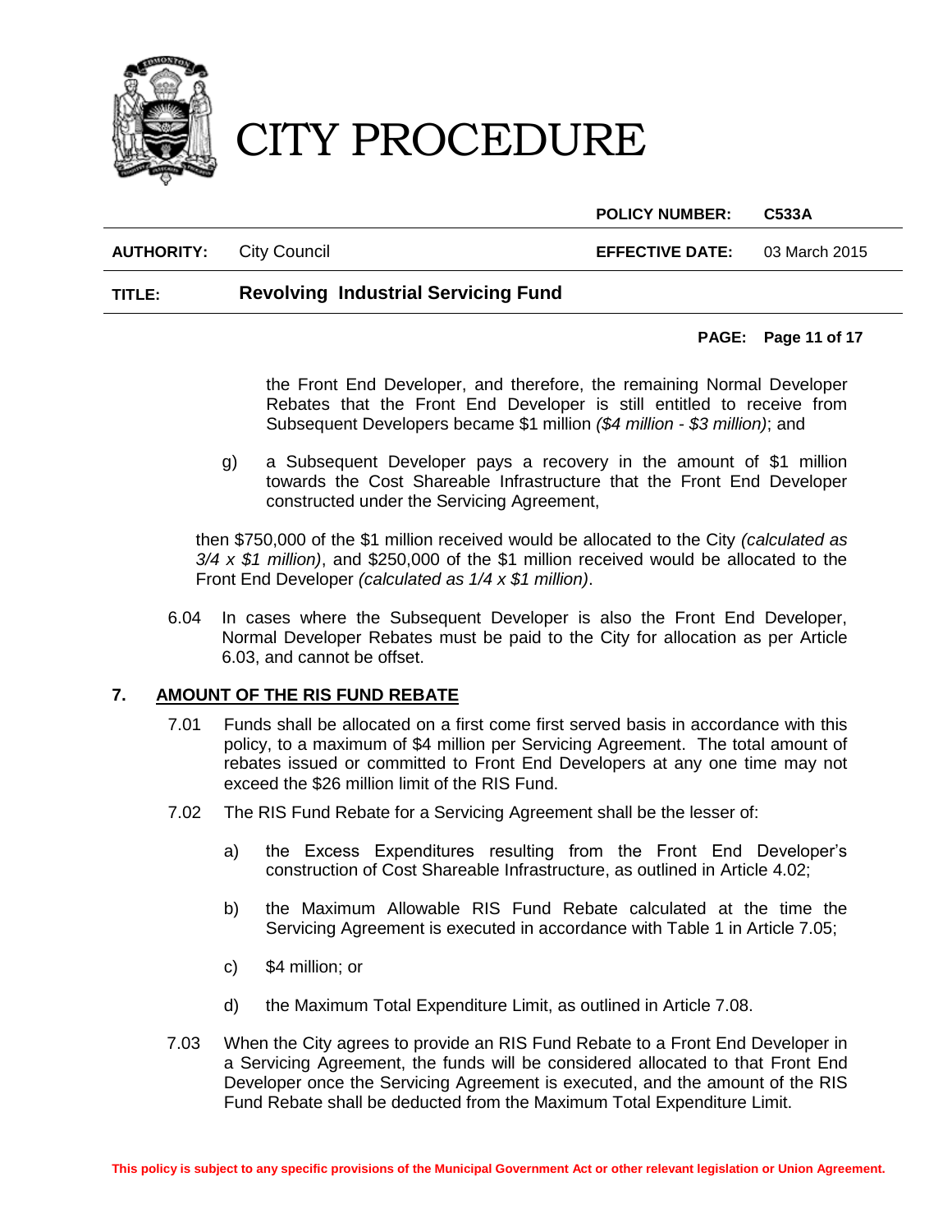the Front End Developer, and therefore, the remaining Normal Developer Rebates that the Front End Developer is still entitled to receive from Subsequent Developers became $1 million *($4 million - $3 million)*; and

g) a Subsequent Developer pays a recovery in the amount of $1 million towards the Cost Shareable Infrastructure that the Front End Developer constructed under the Servicing Agreement,

then $750,000 of the $1 million received would be allocated to the City *(calculated as 3/4 x $1 million)*, and $250,000 of the $1 million received would be allocated to the Front End Developer *(calculated as 1/4 x $1 million)*.

6.04 In cases where the Subsequent Developer is also the Front End Developer, Normal Developer Rebates must be paid to the City for allocation as per Article 6.03, and cannot be offset.

## 7. AMOUNT OF THE RIS FUND REBATE

7.01 Funds shall be allocated on a first come first served basis in accordance with this policy, to a maximum of $4 million per Servicing Agreement. The total amount of rebates issued or committed to Front End Developers at any one time may not exceed the $26 million limit of the RIS Fund.

7.02 The RIS Fund Rebate for a Servicing Agreement shall be the lesser of:

a) the Excess Expenditures resulting from the Front End Developer's construction of Cost Shareable Infrastructure, as outlined in Article 4.02;

b) the Maximum Allowable RIS Fund Rebate calculated at the time the Servicing Agreement is executed in accordance with Table 1 in Article 7.05;

c) $4 million; or

d) the Maximum Total Expenditure Limit, as outlined in Article 7.08.

7.03 When the City agrees to provide an RIS Fund Rebate to a Front End Developer in a Servicing Agreement, the funds will be considered allocated to that Front End Developer once the Servicing Agreement is executed, and the amount of the RIS Fund Rebate shall be deducted from the Maximum Total Expenditure Limit.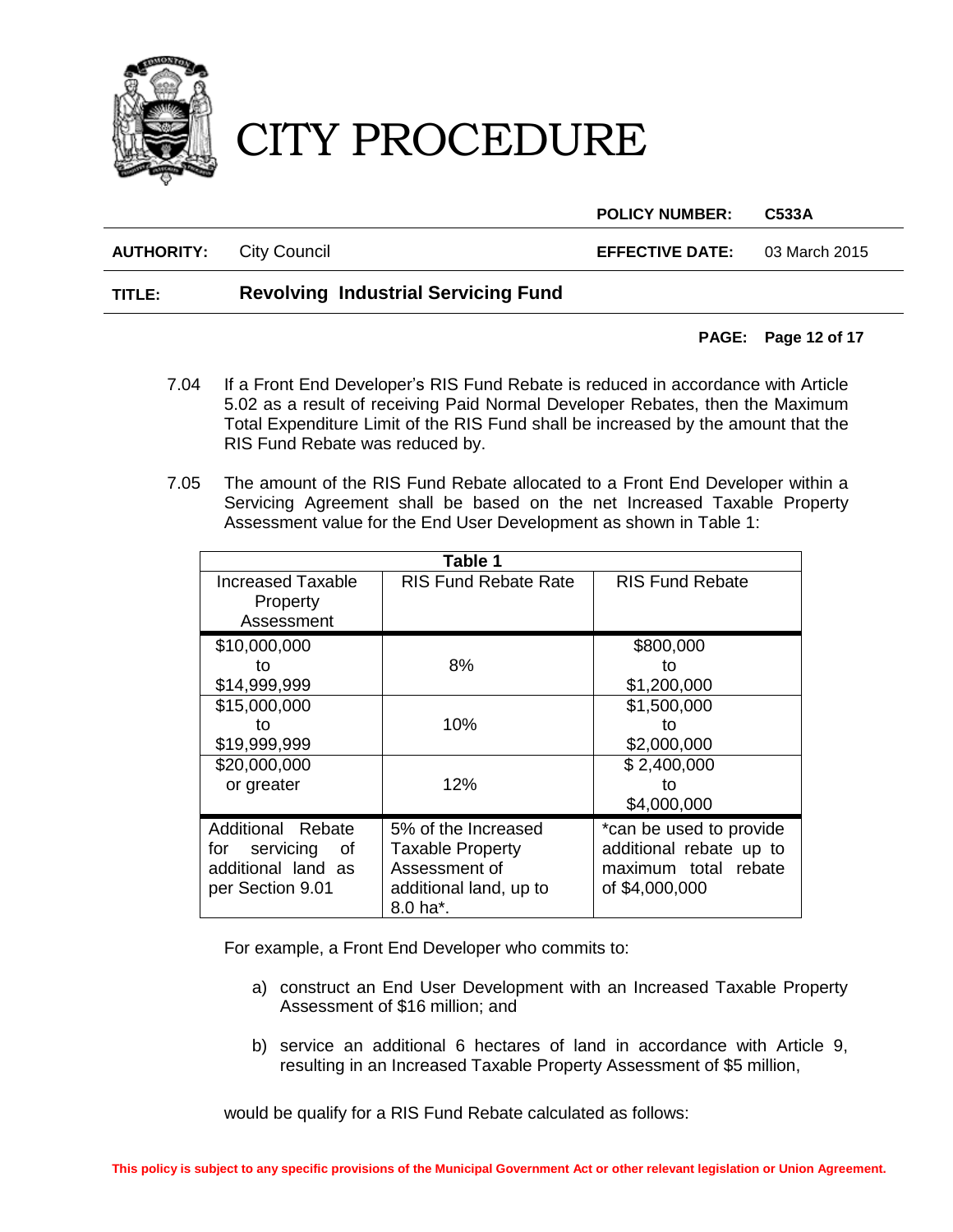7.04 If a Front End Developer's RIS Fund Rebate is reduced in accordance with Article 5.02 as a result of receiving Paid Normal Developer Rebates, then the Maximum Total Expenditure Limit of the RIS Fund shall be increased by the amount that the RIS Fund Rebate was reduced by.

7.05 The amount of the RIS Fund Rebate allocated to a Front End Developer within a Servicing Agreement shall be based on the net Increased Taxable Property Assessment value for the End User Development as shown in Table 1:

| Table 1 | | |
|---|---|---|
| Increased Taxable Property Assessment | RIS Fund Rebate Rate | RIS Fund Rebate |
| $10,000,000 to $14,999,999 | 8% | $800,000 to $1,200,000 |
| $15,000,000 to $19,999,999 | 10% | $1,500,000 to $2,000,000 |
| $20,000,000 or greater | 12% | $ 2,400,000 to $4,000,000 |
| Additional Rebate for servicing of additional land as per Section 9.01 | 5% of the Increased Taxable Property Assessment of additional land, up to 8.0 ha*. | *can be used to provide additional rebate up to maximum total rebate of $4,000,000 |

For example, a Front End Developer who commits to:

a) construct an End User Development with an Increased Taxable Property Assessment of $16 million; and

b) service an additional 6 hectares of land in accordance with Article 9, resulting in an Increased Taxable Property Assessment of $5 million,

would be qualify for a RIS Fund Rebate calculated as follows:

This policy is subject to any specific provisions of the Municipal Government Act or other relevant legislation or Union Agreement.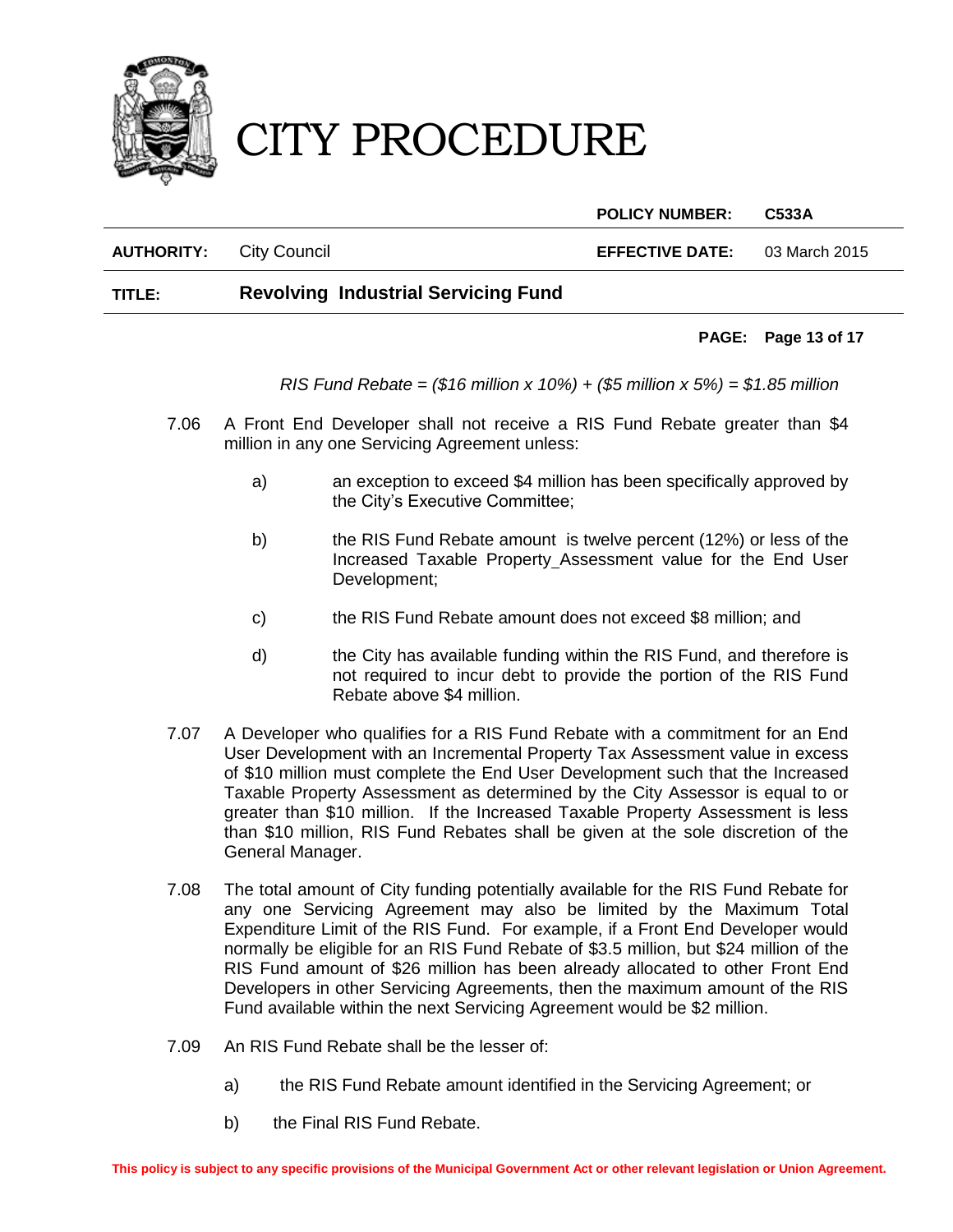*RIS Fund Rebate = ($16 million x 10%) + ($5 million x 5%) = $1.85 million*

7.06 A Front End Developer shall not receive a RIS Fund Rebate greater than $4 million in any one Servicing Agreement unless:

   a) an exception to exceed $4 million has been specifically approved by the City's Executive Committee;

   b) the RIS Fund Rebate amount is twelve percent (12%) or less of the Increased Taxable Property_Assessment value for the End User Development;

   c) the RIS Fund Rebate amount does not exceed $8 million; and

   d) the City has available funding within the RIS Fund, and therefore is not required to incur debt to provide the portion of the RIS Fund Rebate above $4 million.

7.07 A Developer who qualifies for a RIS Fund Rebate with a commitment for an End User Development with an Incremental Property Tax Assessment value in excess of $10 million must complete the End User Development such that the Increased Taxable Property Assessment as determined by the City Assessor is equal to or greater than $10 million. If the Increased Taxable Property Assessment is less than $10 million, RIS Fund Rebates shall be given at the sole discretion of the General Manager.

7.08 The total amount of City funding potentially available for the RIS Fund Rebate for any one Servicing Agreement may also be limited by the Maximum Total Expenditure Limit of the RIS Fund. For example, if a Front End Developer would normally be eligible for an RIS Fund Rebate of $3.5 million, but $24 million of the RIS Fund amount of $26 million has been already allocated to other Front End Developers in other Servicing Agreements, then the maximum amount of the RIS Fund available within the next Servicing Agreement would be $2 million.

7.09 An RIS Fund Rebate shall be the lesser of:

   a) the RIS Fund Rebate amount identified in the Servicing Agreement; or

   b) the Final RIS Fund Rebate.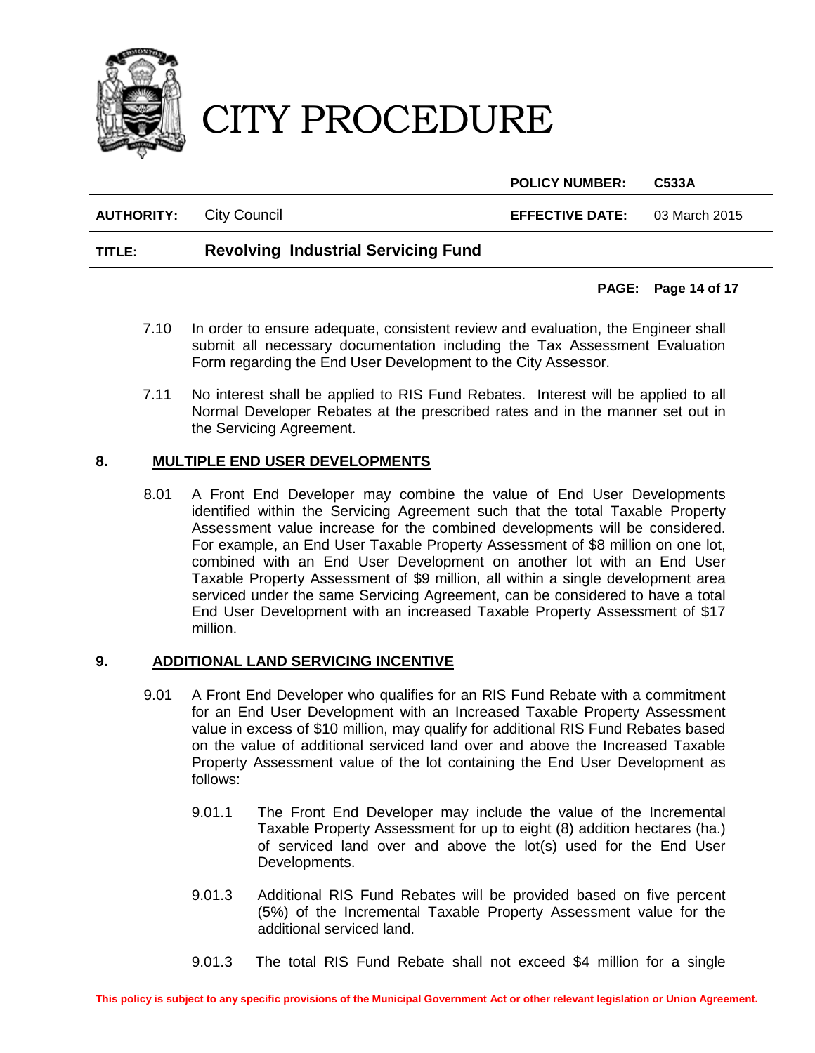7.10 In order to ensure adequate, consistent review and evaluation, the Engineer shall submit all necessary documentation including the Tax Assessment Evaluation Form regarding the End User Development to the City Assessor.

7.11 No interest shall be applied to RIS Fund Rebates. Interest will be applied to all Normal Developer Rebates at the prescribed rates and in the manner set out in the Servicing Agreement.

## 8. MULTIPLE END USER DEVELOPMENTS

8.01 A Front End Developer may combine the value of End User Developments identified within the Servicing Agreement such that the total Taxable Property Assessment value increase for the combined developments will be considered. For example, an End User Taxable Property Assessment of $8 million on one lot, combined with an End User Development on another lot with an End User Taxable Property Assessment of $9 million, all within a single development area serviced under the same Servicing Agreement, can be considered to have a total End User Development with an increased Taxable Property Assessment of $17 million.

## 9. ADDITIONAL LAND SERVICING INCENTIVE

9.01 A Front End Developer who qualifies for an RIS Fund Rebate with a commitment for an End User Development with an Increased Taxable Property Assessment value in excess of $10 million, may qualify for additional RIS Fund Rebates based on the value of additional serviced land over and above the Increased Taxable Property Assessment value of the lot containing the End User Development as follows:

9.01.1 The Front End Developer may include the value of the Incremental Taxable Property Assessment for up to eight (8) addition hectares (ha.) of serviced land over and above the lot(s) used for the End User Developments.

9.01.3 Additional RIS Fund Rebates will be provided based on five percent (5%) of the Incremental Taxable Property Assessment value for the additional serviced land.

9.01.3 The total RIS Fund Rebate shall not exceed $4 million for a single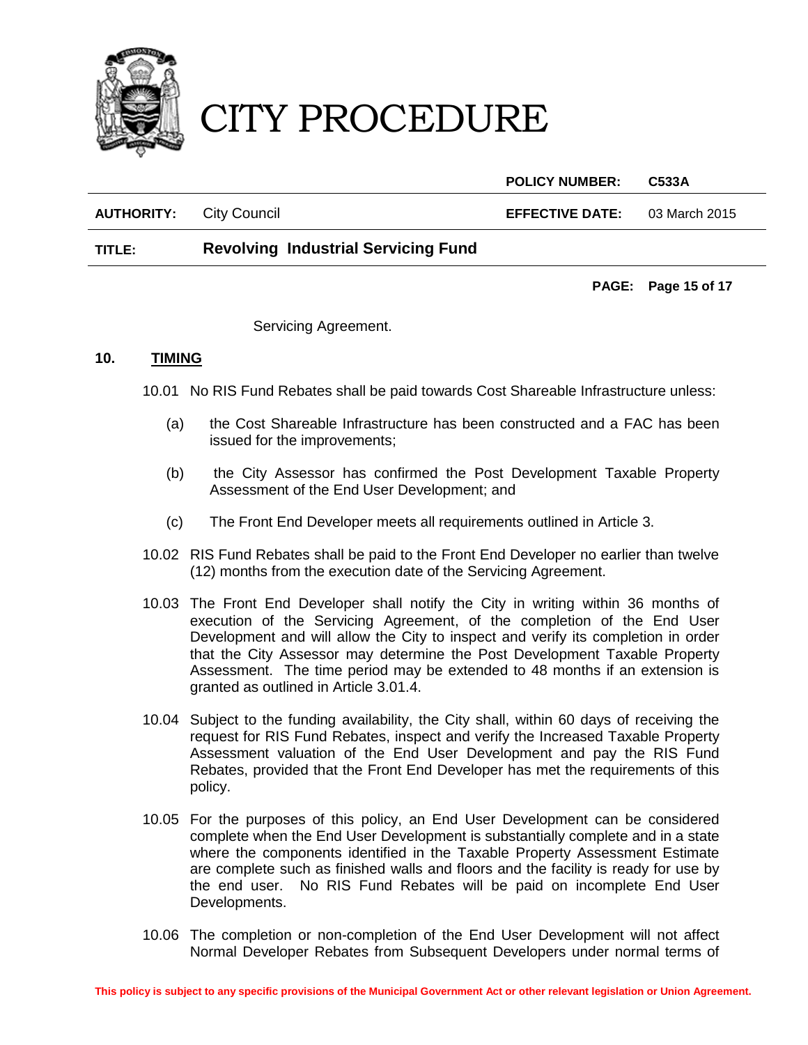Servicing Agreement.

## 10. TIMING

10.01 No RIS Fund Rebates shall be paid towards Cost Shareable Infrastructure unless:

(a) the Cost Shareable Infrastructure has been constructed and a FAC has been issued for the improvements;

(b) the City Assessor has confirmed the Post Development Taxable Property Assessment of the End User Development; and

(c) The Front End Developer meets all requirements outlined in Article 3.

10.02 RIS Fund Rebates shall be paid to the Front End Developer no earlier than twelve (12) months from the execution date of the Servicing Agreement.

10.03 The Front End Developer shall notify the City in writing within 36 months of execution of the Servicing Agreement, of the completion of the End User Development and will allow the City to inspect and verify its completion in order that the City Assessor may determine the Post Development Taxable Property Assessment. The time period may be extended to 48 months if an extension is granted as outlined in Article 3.01.4.

10.04 Subject to the funding availability, the City shall, within 60 days of receiving the request for RIS Fund Rebates, inspect and verify the Increased Taxable Property Assessment valuation of the End User Development and pay the RIS Fund Rebates, provided that the Front End Developer has met the requirements of this policy.

10.05 For the purposes of this policy, an End User Development can be considered complete when the End User Development is substantially complete and in a state where the components identified in the Taxable Property Assessment Estimate are complete such as finished walls and floors and the facility is ready for use by the end user. No RIS Fund Rebates will be paid on incomplete End User Developments.

10.06 The completion or non-completion of the End User Development will not affect Normal Developer Rebates from Subsequent Developers under normal terms of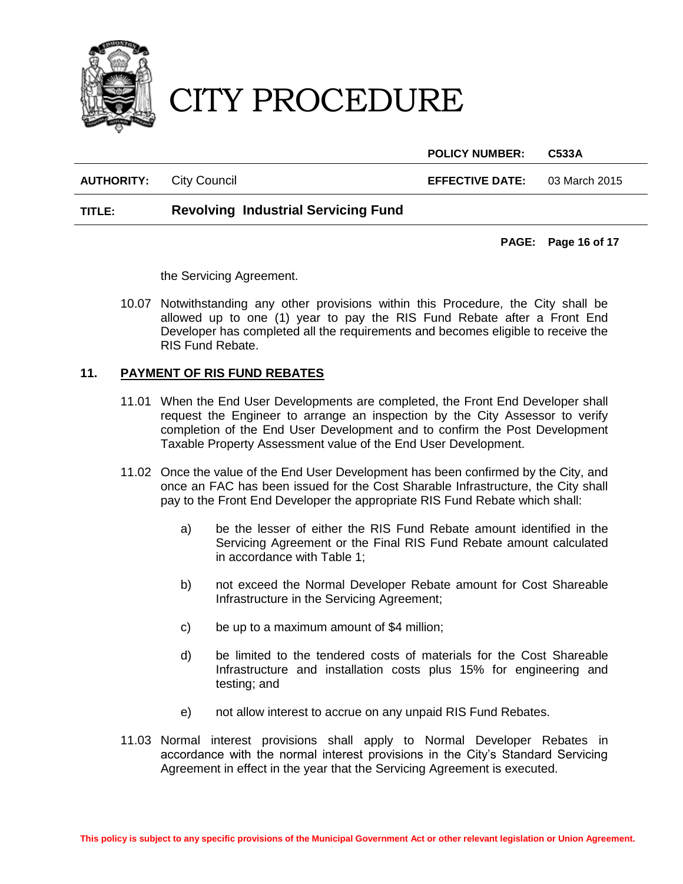the Servicing Agreement.

10.07 Notwithstanding any other provisions within this Procedure, the City shall be allowed up to one (1) year to pay the RIS Fund Rebate after a Front End Developer has completed all the requirements and becomes eligible to receive the RIS Fund Rebate.

## 11. PAYMENT OF RIS FUND REBATES

11.01 When the End User Developments are completed, the Front End Developer shall request the Engineer to arrange an inspection by the City Assessor to verify completion of the End User Development and to confirm the Post Development Taxable Property Assessment value of the End User Development.

11.02 Once the value of the End User Development has been confirmed by the City, and once an FAC has been issued for the Cost Sharable Infrastructure, the City shall pay to the Front End Developer the appropriate RIS Fund Rebate which shall:

a) be the lesser of either the RIS Fund Rebate amount identified in the Servicing Agreement or the Final RIS Fund Rebate amount calculated in accordance with Table 1;

b) not exceed the Normal Developer Rebate amount for Cost Shareable Infrastructure in the Servicing Agreement;

c) be up to a maximum amount of $4 million;

d) be limited to the tendered costs of materials for the Cost Shareable Infrastructure and installation costs plus 15% for engineering and testing; and

e) not allow interest to accrue on any unpaid RIS Fund Rebates.

11.03 Normal interest provisions shall apply to Normal Developer Rebates in accordance with the normal interest provisions in the City's Standard Servicing Agreement in effect in the year that the Servicing Agreement is executed.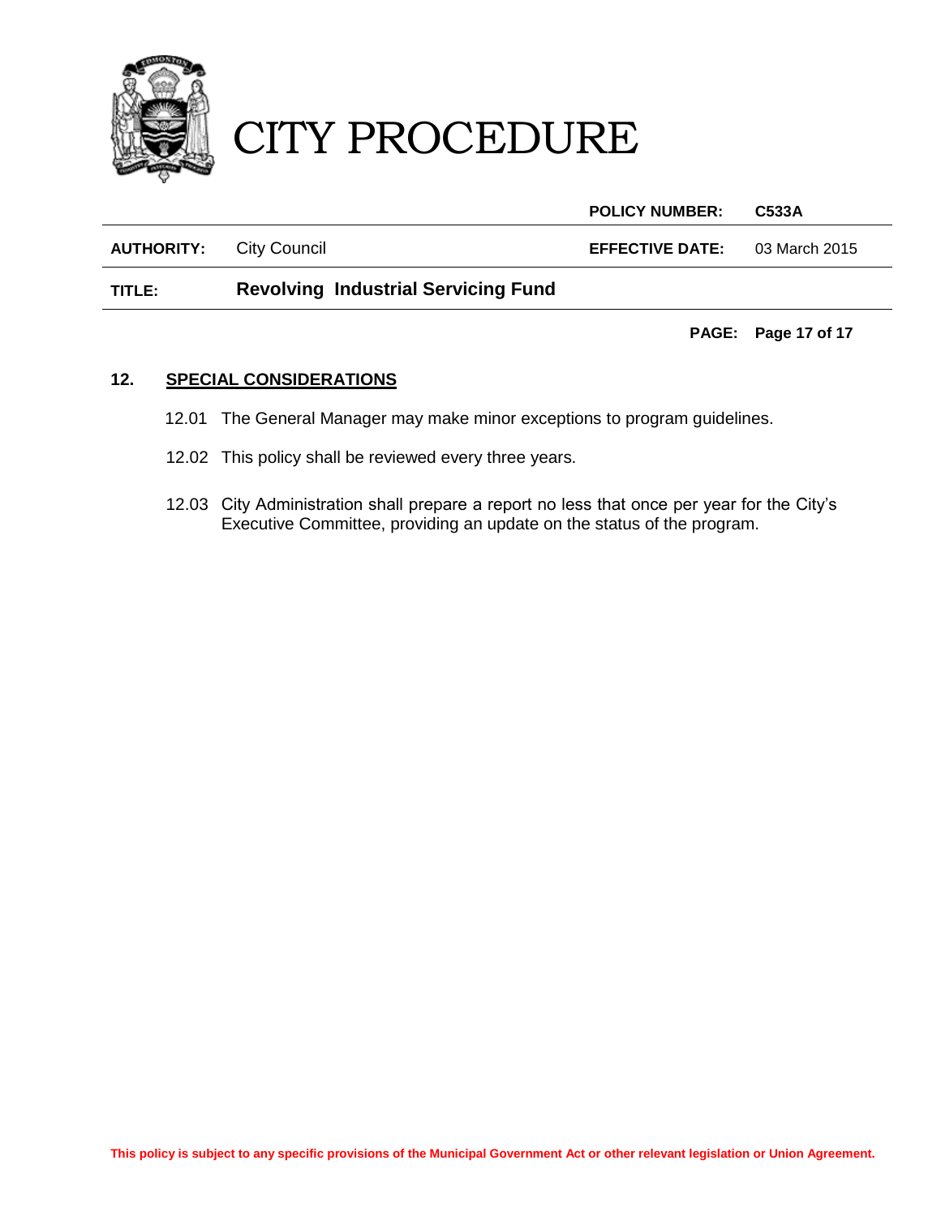## 12. SPECIAL CONSIDERATIONS

12.01 The General Manager may make minor exceptions to program guidelines.

12.02 This policy shall be reviewed every three years.

12.03 City Administration shall prepare a report no less that once per year for the City's Executive Committee, providing an update on the status of the program.